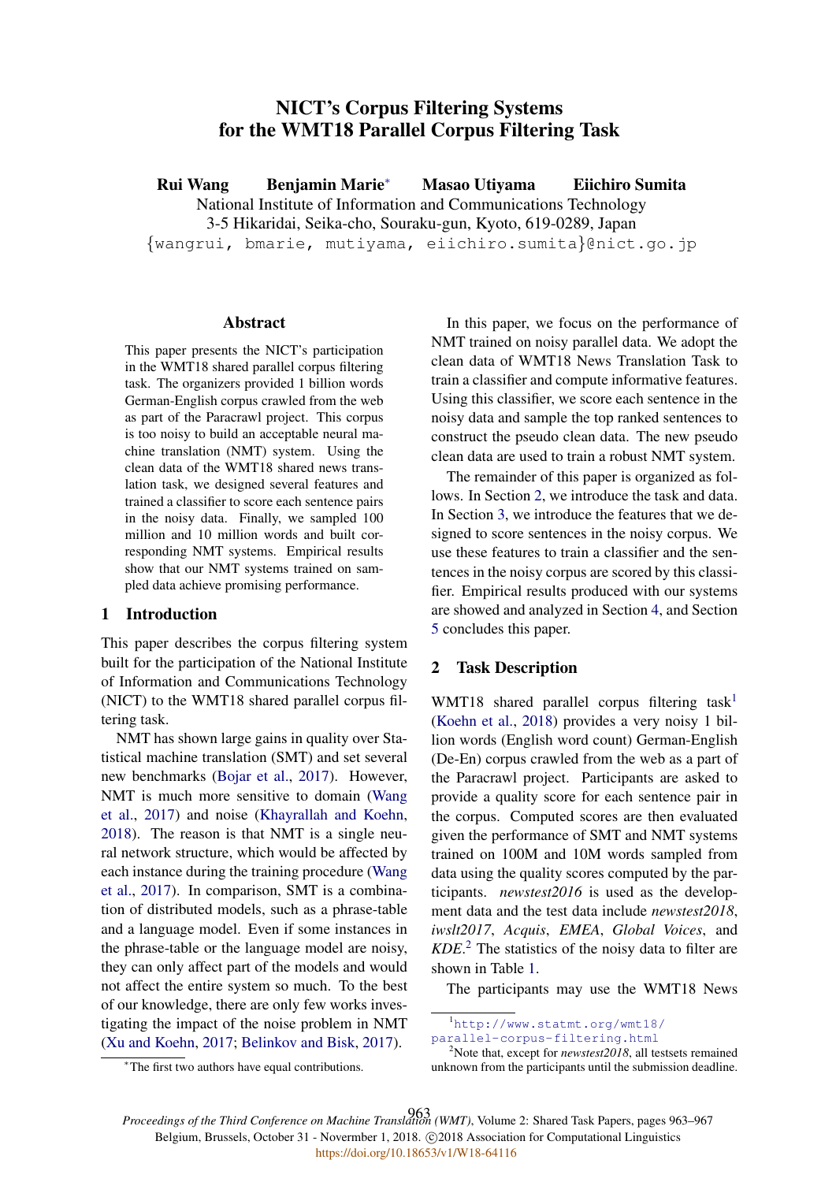# NICT's Corpus Filtering Systems for the WMT18 Parallel Corpus Filtering Task

**Rui Wang** **Benjamin Marie**[*] **Masao Utiyama** **Eiichiro Sumita**

National Institute of Information and Communications Technology
3-5 Hikaridai, Seika-cho, Souraku-gun, Kyoto, 619-0289, Japan
{wangrui, bmarie, mutiyama, eiichiro.sumita}@nict.go.jp

## Abstract

This paper presents the NICT's participation in the WMT18 shared parallel corpus filtering task. The organizers provided 1 billion words German-English corpus crawled from the web as part of the Paracrawl project. This corpus is too noisy to build an acceptable neural machine translation (NMT) system. Using the clean data of the WMT18 shared news translation task, we designed several features and trained a classifier to score each sentence pairs in the noisy data. Finally, we sampled 100 million and 10 million words and built corresponding NMT systems. Empirical results show that our NMT systems trained on sampled data achieve promising performance.

## 1 Introduction

This paper describes the corpus filtering system built for the participation of the National Institute of Information and Communications Technology (NICT) to the WMT18 shared parallel corpus filtering task.

NMT has shown large gains in quality over Statistical machine translation (SMT) and set several new benchmarks (Bojar et al., 2017). However, NMT is much more sensitive to domain (Wang et al., 2017) and noise (Khayrallah and Koehn, 2018). The reason is that NMT is a single neural network structure, which would be affected by each instance during the training procedure (Wang et al., 2017). In comparison, SMT is a combination of distributed models, such as a phrase-table and a language model. Even if some instances in the phrase-table or the language model are noisy, they can only affect part of the models and would not affect the entire system so much. To the best of our knowledge, there are only few works investigating the impact of the noise problem in NMT (Xu and Koehn, 2017; Belinkov and Bisk, 2017).

In this paper, we focus on the performance of NMT trained on noisy parallel data. We adopt the clean data of WMT18 News Translation Task to train a classifier and compute informative features. Using this classifier, we score each sentence in the noisy data and sample the top ranked sentences to construct the pseudo clean data. The new pseudo clean data are used to train a robust NMT system.

The remainder of this paper is organized as follows. In Section 2, we introduce the task and data. In Section 3, we introduce the features that we designed to score sentences in the noisy corpus. We use these features to train a classifier and the sentences in the noisy corpus are scored by this classifier. Empirical results produced with our systems are showed and analyzed in Section 4, and Section 5 concludes this paper.

## 2 Task Description

WMT18 shared parallel corpus filtering task[1] (Koehn et al., 2018) provides a very noisy 1 billion words (English word count) German-English (De-En) corpus crawled from the web as a part of the Paracrawl project. Participants are asked to provide a quality score for each sentence pair in the corpus. Computed scores are then evaluated given the performance of SMT and NMT systems trained on 100M and 10M words sampled from data using the quality scores computed by the participants. *newstest2016* is used as the development data and the test data include *newstest2018*, *iwslt2017*, *Acquis*, *EMEA*, *Global Voices*, and *KDE*.[2] The statistics of the noisy data to filter are shown in Table 1.

The participants may use the WMT18 News

---

[*] The first two authors have equal contributions.

[1] http://www.statmt.org/wmt18/parallel-corpus-filtering.html

[2] Note that, except for *newstest2018*, all testsets remained unknown from the participants until the submission deadline.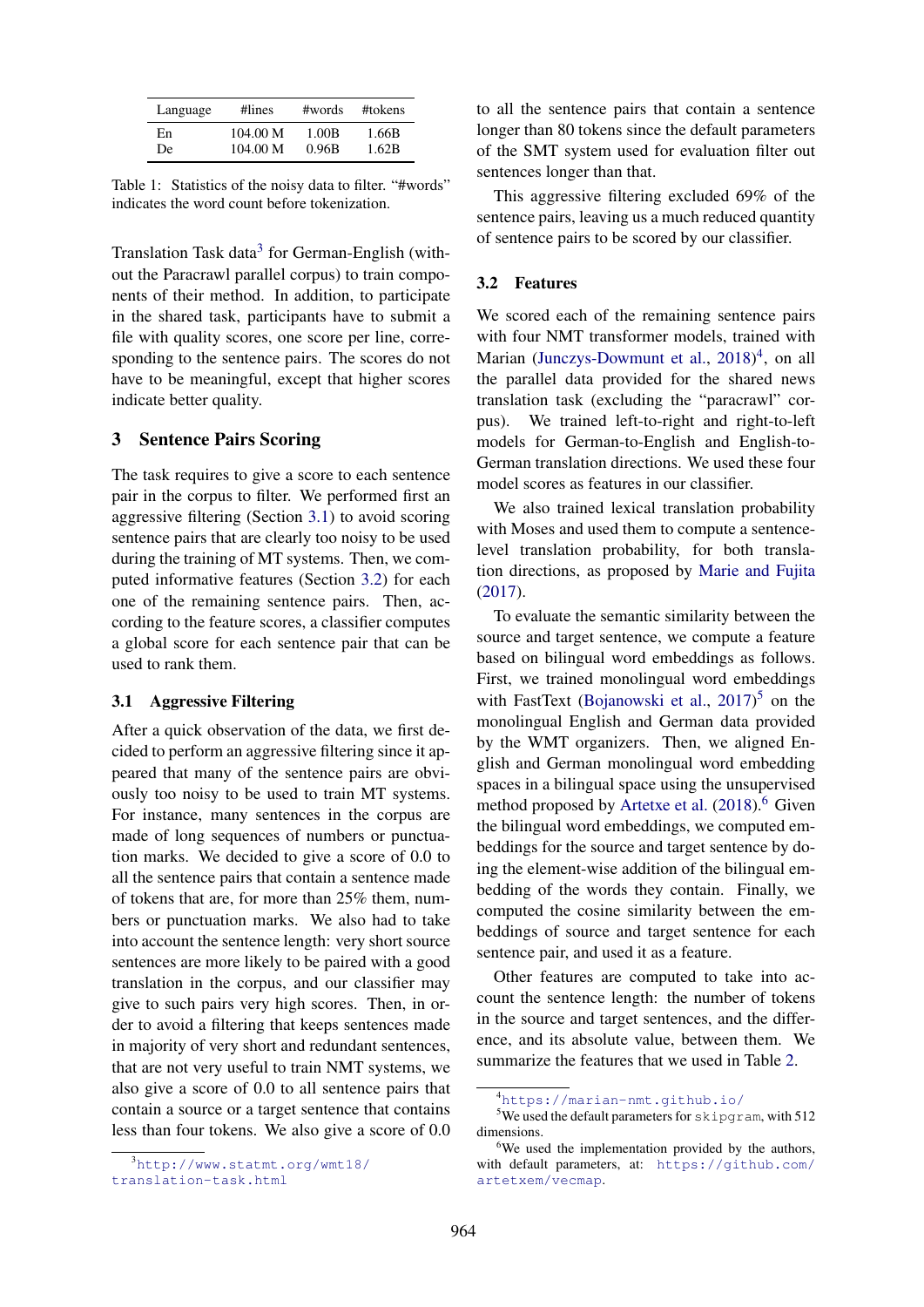| Language | #lines | #words | #tokens |
| --- | --- | --- | --- |
| En | 104.00 M | 1.00B | 1.66B |
| De | 104.00 M | 0.96B | 1.62B |

Table 1: Statistics of the noisy data to filter. "#words" indicates the word count before tokenization.

Translation Task data[3] for German-English (without the Paracrawl parallel corpus) to train components of their method. In addition, to participate in the shared task, participants have to submit a file with quality scores, one score per line, corresponding to the sentence pairs. The scores do not have to be meaningful, except that higher scores indicate better quality.

## 3 Sentence Pairs Scoring

The task requires to give a score to each sentence pair in the corpus to filter. We performed first an aggressive filtering (Section 3.1) to avoid scoring sentence pairs that are clearly too noisy to be used during the training of MT systems. Then, we computed informative features (Section 3.2) for each one of the remaining sentence pairs. Then, according to the feature scores, a classifier computes a global score for each sentence pair that can be used to rank them.

### 3.1 Aggressive Filtering

After a quick observation of the data, we first decided to perform an aggressive filtering since it appeared that many of the sentence pairs are obviously too noisy to be used to train MT systems. For instance, many sentences in the corpus are made of long sequences of numbers or punctuation marks. We decided to give a score of 0.0 to all the sentence pairs that contain a sentence made of tokens that are, for more than 25% them, numbers or punctuation marks. We also had to take into account the sentence length: very short source sentences are more likely to be paired with a good translation in the corpus, and our classifier may give to such pairs very high scores. Then, in order to avoid a filtering that keeps sentences made in majority of very short and redundant sentences, that are not very useful to train NMT systems, we also give a score of 0.0 to all sentence pairs that contain a source or a target sentence that contains less than four tokens. We also give a score of 0.0 to all the sentence pairs that contain a sentence longer than 80 tokens since the default parameters of the SMT system used for evaluation filter out sentences longer than that.

This aggressive filtering excluded 69% of the sentence pairs, leaving us a much reduced quantity of sentence pairs to be scored by our classifier.

### 3.2 Features

We scored each of the remaining sentence pairs with four NMT transformer models, trained with Marian (Junczys-Dowmunt et al., 2018)[4], on all the parallel data provided for the shared news translation task (excluding the "paracrawl" corpus). We trained left-to-right and right-to-left models for German-to-English and English-to-German translation directions. We used these four model scores as features in our classifier.

We also trained lexical translation probability with Moses and used them to compute a sentence-level translation probability, for both translation directions, as proposed by Marie and Fujita (2017).

To evaluate the semantic similarity between the source and target sentence, we compute a feature based on bilingual word embeddings as follows. First, we trained monolingual word embeddings with FastText (Bojanowski et al., 2017)[5] on the monolingual English and German data provided by the WMT organizers. Then, we aligned English and German monolingual word embedding spaces in a bilingual space using the unsupervised method proposed by Artetxe et al. (2018).[6] Given the bilingual word embeddings, we computed embeddings for the source and target sentence by doing the element-wise addition of the bilingual embedding of the words they contain. Finally, we computed the cosine similarity between the embeddings of source and target sentence for each sentence pair, and used it as a feature.

Other features are computed to take into account the sentence length: the number of tokens in the source and target sentences, and the difference, and its absolute value, between them. We summarize the features that we used in Table 2.

[3] http://www.statmt.org/wmt18/translation-task.html

[4] https://marian-nmt.github.io/

[5] We used the default parameters for skipgram, with 512 dimensions.

[6] We used the implementation provided by the authors, with default parameters, at: https://github.com/artetxem/vecmap.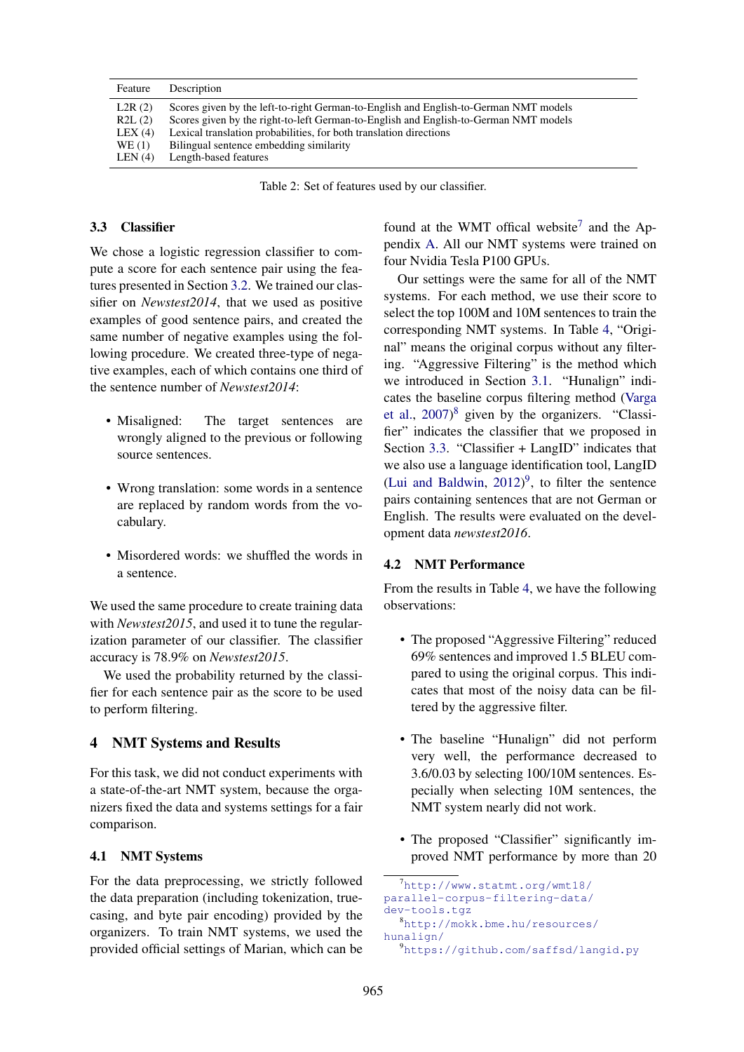| Feature | Description |
|---|---|
| L2R (2) | Scores given by the left-to-right German-to-English and English-to-German NMT models |
| R2L (2) | Scores given by the right-to-left German-to-English and English-to-German NMT models |
| LEX (4) | Lexical translation probabilities, for both translation directions |
| WE (1) | Bilingual sentence embedding similarity |
| LEN (4) | Length-based features |

Table 2: Set of features used by our classifier.

### 3.3 Classifier

We chose a logistic regression classifier to compute a score for each sentence pair using the features presented in Section 3.2. We trained our classifier on *Newstest2014*, that we used as positive examples of good sentence pairs, and created the same number of negative examples using the following procedure. We created three-type of negative examples, each of which contains one third of the sentence number of *Newstest2014*:

- Misaligned: The target sentences are wrongly aligned to the previous or following source sentences.
- Wrong translation: some words in a sentence are replaced by random words from the vocabulary.
- Misordered words: we shuffled the words in a sentence.

We used the same procedure to create training data with *Newstest2015*, and used it to tune the regularization parameter of our classifier. The classifier accuracy is 78.9% on *Newstest2015*.

We used the probability returned by the classifier for each sentence pair as the score to be used to perform filtering.

## 4 NMT Systems and Results

For this task, we did not conduct experiments with a state-of-the-art NMT system, because the organizers fixed the data and systems settings for a fair comparison.

### 4.1 NMT Systems

For the data preprocessing, we strictly followed the data preparation (including tokenization, truecasing, and byte pair encoding) provided by the organizers. To train NMT systems, we used the provided official settings of Marian, which can be found at the WMT offical website[7] and the Appendix A. All our NMT systems were trained on four Nvidia Tesla P100 GPUs.

Our settings were the same for all of the NMT systems. For each method, we use their score to select the top 100M and 10M sentences to train the corresponding NMT systems. In Table 4, "Original" means the original corpus without any filtering. "Aggressive Filtering" is the method which we introduced in Section 3.1. "Hunalign" indicates the baseline corpus filtering method (Varga et al., 2007)[8] given by the organizers. "Classifier" indicates the classifier that we proposed in Section 3.3. "Classifier + LangID" indicates that we also use a language identification tool, LangID (Lui and Baldwin, 2012)[9], to filter the sentence pairs containing sentences that are not German or English. The results were evaluated on the development data *newstest2016*.

### 4.2 NMT Performance

From the results in Table 4, we have the following observations:

- The proposed "Aggressive Filtering" reduced 69% sentences and improved 1.5 BLEU compared to using the original corpus. This indicates that most of the noisy data can be filtered by the aggressive filter.
- The baseline "Hunalign" did not perform very well, the performance decreased to 3.6/0.03 by selecting 100/10M sentences. Especially when selecting 10M sentences, the NMT system nearly did not work.
- The proposed "Classifier" significantly improved NMT performance by more than 20

[7] http://www.statmt.org/wmt18/parallel-corpus-filtering-data/dev-tools.tgz

[8] http://mokk.bme.hu/resources/hunalign/

[9] https://github.com/saffsd/langid.py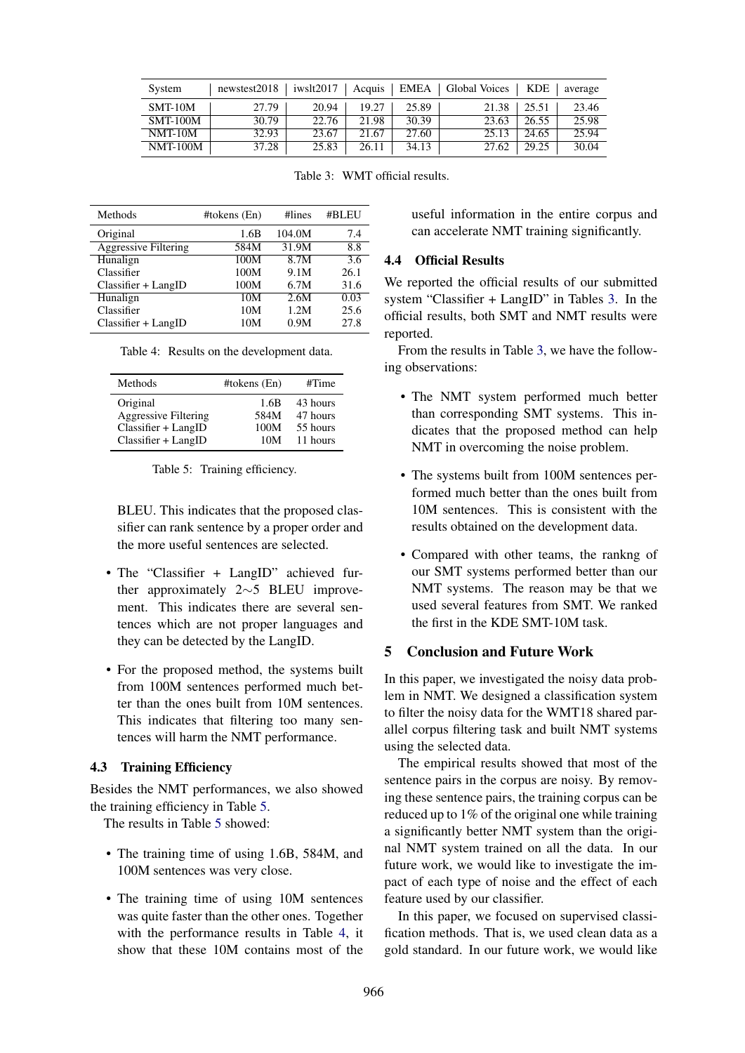| System | newstest2018 | iwslt2017 | Acquis | EMEA | Global Voices | KDE | average |
|---|---|---|---|---|---|---|---|
| SMT-10M | 27.79 | 20.94 | 19.27 | 25.89 | 21.38 | 25.51 | 23.46 |
| SMT-100M | 30.79 | 22.76 | 21.98 | 30.39 | 23.63 | 26.55 | 25.98 |
| NMT-10M | 32.93 | 23.67 | 21.67 | 27.60 | 25.13 | 24.65 | 25.94 |
| NMT-100M | 37.28 | 25.83 | 26.11 | 34.13 | 27.62 | 29.25 | 30.04 |

Table 3: WMT official results.

| Methods | #tokens (En) | #lines | #BLEU |
|---|---|---|---|
| Original | 1.6B | 104.0M | 7.4 |
| Aggressive Filtering | 584M | 31.9M | 8.8 |
| Hunalign | 100M | 8.7M | 3.6 |
| Classifier | 100M | 9.1M | 26.1 |
| Classifier + LangID | 100M | 6.7M | 31.6 |
| Hunalign | 10M | 2.6M | 0.03 |
| Classifier | 10M | 1.2M | 25.6 |
| Classifier + LangID | 10M | 0.9M | 27.8 |

Table 4: Results on the development data.

| Methods | #tokens (En) | #Time |
|---|---|---|
| Original | 1.6B | 43 hours |
| Aggressive Filtering | 584M | 47 hours |
| Classifier + LangID | 100M | 55 hours |
| Classifier + LangID | 10M | 11 hours |

Table 5: Training efficiency.

BLEU. This indicates that the proposed classifier can rank sentence by a proper order and the more useful sentences are selected.

- The "Classifier + LangID" achieved further approximately 2∼5 BLEU improvement. This indicates there are several sentences which are not proper languages and they can be detected by the LangID.
- For the proposed method, the systems built from 100M sentences performed much better than the ones built from 10M sentences. This indicates that filtering too many sentences will harm the NMT performance.

### 4.3 Training Efficiency

Besides the NMT performances, we also showed the training efficiency in Table 5.

The results in Table 5 showed:

- The training time of using 1.6B, 584M, and 100M sentences was very close.
- The training time of using 10M sentences was quite faster than the other ones. Together with the performance results in Table 4, it show that these 10M contains most of the useful information in the entire corpus and can accelerate NMT training significantly.

### 4.4 Official Results

We reported the official results of our submitted system "Classifier + LangID" in Tables 3. In the official results, both SMT and NMT results were reported.

From the results in Table 3, we have the following observations:

- The NMT system performed much better than corresponding SMT systems. This indicates that the proposed method can help NMT in overcoming the noise problem.
- The systems built from 100M sentences performed much better than the ones built from 10M sentences. This is consistent with the results obtained on the development data.
- Compared with other teams, the rankng of our SMT systems performed better than our NMT systems. The reason may be that we used several features from SMT. We ranked the first in the KDE SMT-10M task.

## 5 Conclusion and Future Work

In this paper, we investigated the noisy data problem in NMT. We designed a classification system to filter the noisy data for the WMT18 shared parallel corpus filtering task and built NMT systems using the selected data.

The empirical results showed that most of the sentence pairs in the corpus are noisy. By removing these sentence pairs, the training corpus can be reduced up to 1% of the original one while training a significantly better NMT system than the original NMT system trained on all the data. In our future work, we would like to investigate the impact of each type of noise and the effect of each feature used by our classifier.

In this paper, we focused on supervised classification methods. That is, we used clean data as a gold standard. In our future work, we would like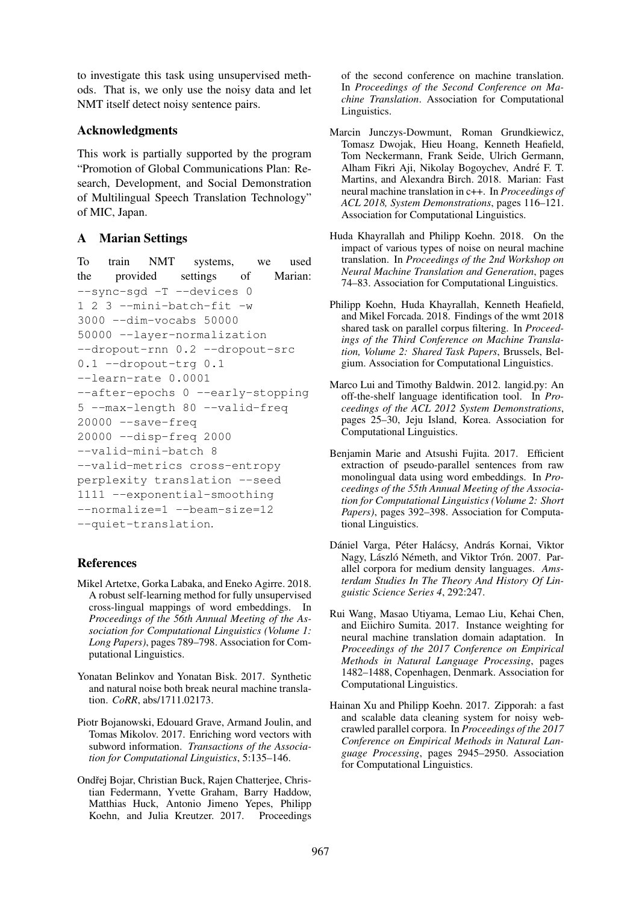to investigate this task using unsupervised methods. That is, we only use the noisy data and let NMT itself detect noisy sentence pairs.

## Acknowledgments

This work is partially supported by the program "Promotion of Global Communications Plan: Research, Development, and Social Demonstration of Multilingual Speech Translation Technology" of MIC, Japan.

## A Marian Settings

To train NMT systems, we used the provided settings of Marian: `--sync-sgd -T --devices 0 1 2 3 --mini-batch-fit -w 3000 --dim-vocabs 50000 50000 --layer-normalization --dropout-rnn 0.2 --dropout-src 0.1 --dropout-trg 0.1 --learn-rate 0.0001 --after-epochs 0 --early-stopping 5 --max-length 80 --valid-freq 20000 --save-freq 20000 --disp-freq 2000 --valid-mini-batch 8 --valid-metrics cross-entropy perplexity translation --seed 1111 --exponential-smoothing --normalize=1 --beam-size=12 --quiet-translation`.

## References

Mikel Artetxe, Gorka Labaka, and Eneko Agirre. 2018. A robust self-learning method for fully unsupervised cross-lingual mappings of word embeddings. In *Proceedings of the 56th Annual Meeting of the Association for Computational Linguistics (Volume 1: Long Papers)*, pages 789–798. Association for Computational Linguistics.

Yonatan Belinkov and Yonatan Bisk. 2017. Synthetic and natural noise both break neural machine translation. *CoRR*, abs/1711.02173.

Piotr Bojanowski, Edouard Grave, Armand Joulin, and Tomas Mikolov. 2017. Enriching word vectors with subword information. *Transactions of the Association for Computational Linguistics*, 5:135–146.

Ondřej Bojar, Christian Buck, Rajen Chatterjee, Christian Federmann, Yvette Graham, Barry Haddow, Matthias Huck, Antonio Jimeno Yepes, Philipp Koehn, and Julia Kreutzer. 2017. Proceedings of the second conference on machine translation. In *Proceedings of the Second Conference on Machine Translation*. Association for Computational Linguistics.

Marcin Junczys-Dowmunt, Roman Grundkiewicz, Tomasz Dwojak, Hieu Hoang, Kenneth Heafield, Tom Neckermann, Frank Seide, Ulrich Germann, Alham Fikri Aji, Nikolay Bogoychev, André F. T. Martins, and Alexandra Birch. 2018. Marian: Fast neural machine translation in c++. In *Proceedings of ACL 2018, System Demonstrations*, pages 116–121. Association for Computational Linguistics.

Huda Khayrallah and Philipp Koehn. 2018. On the impact of various types of noise on neural machine translation. In *Proceedings of the 2nd Workshop on Neural Machine Translation and Generation*, pages 74–83. Association for Computational Linguistics.

Philipp Koehn, Huda Khayrallah, Kenneth Heafield, and Mikel Forcada. 2018. Findings of the wmt 2018 shared task on parallel corpus filtering. In *Proceedings of the Third Conference on Machine Translation, Volume 2: Shared Task Papers*, Brussels, Belgium. Association for Computational Linguistics.

Marco Lui and Timothy Baldwin. 2012. langid.py: An off-the-shelf language identification tool. In *Proceedings of the ACL 2012 System Demonstrations*, pages 25–30, Jeju Island, Korea. Association for Computational Linguistics.

Benjamin Marie and Atsushi Fujita. 2017. Efficient extraction of pseudo-parallel sentences from raw monolingual data using word embeddings. In *Proceedings of the 55th Annual Meeting of the Association for Computational Linguistics (Volume 2: Short Papers)*, pages 392–398. Association for Computational Linguistics.

Dániel Varga, Péter Halácsy, András Kornai, Viktor Nagy, László Németh, and Viktor Trón. 2007. Parallel corpora for medium density languages. *Amsterdam Studies In The Theory And History Of Linguistic Science Series 4*, 292:247.

Rui Wang, Masao Utiyama, Lemao Liu, Kehai Chen, and Eiichiro Sumita. 2017. Instance weighting for neural machine translation domain adaptation. In *Proceedings of the 2017 Conference on Empirical Methods in Natural Language Processing*, pages 1482–1488, Copenhagen, Denmark. Association for Computational Linguistics.

Hainan Xu and Philipp Koehn. 2017. Zipporah: a fast and scalable data cleaning system for noisy web-crawled parallel corpora. In *Proceedings of the 2017 Conference on Empirical Methods in Natural Language Processing*, pages 2945–2950. Association for Computational Linguistics.